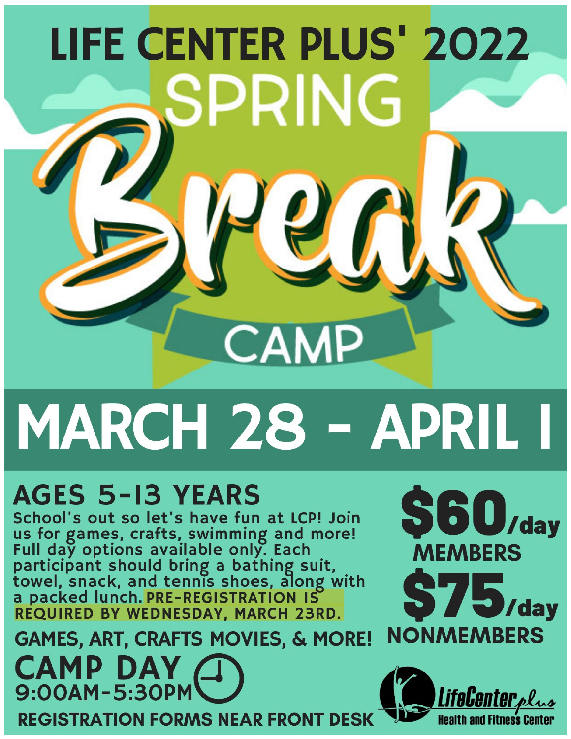# LIFE CENTER PLUS' 2022

# SPRING Break CAMP

# MARCH 28 - APRIL 1

## AGES 5-13 YEARS

School's out so let's have fun at LCP! Join us for games, crafts, swimming and more! Full day options available only. Each participant should bring a bathing suit, towel, snack, and tennis shoes, along with a packed lunch. **PRE-REGISTRATION IS REQUIRED BY WEDNESDAY, MARCH 23RD.**

**$60/day**
**MEMBERS**

**$75/day**
**NONMEMBERS**

### GAMES, ART, CRAFTS MOVIES, & MORE!

## CAMP DAY
## 9:00AM-5:30PM

**REGISTRATION FORMS NEAR FRONT DESK**

LifeCenter plus
Health and Fitness Center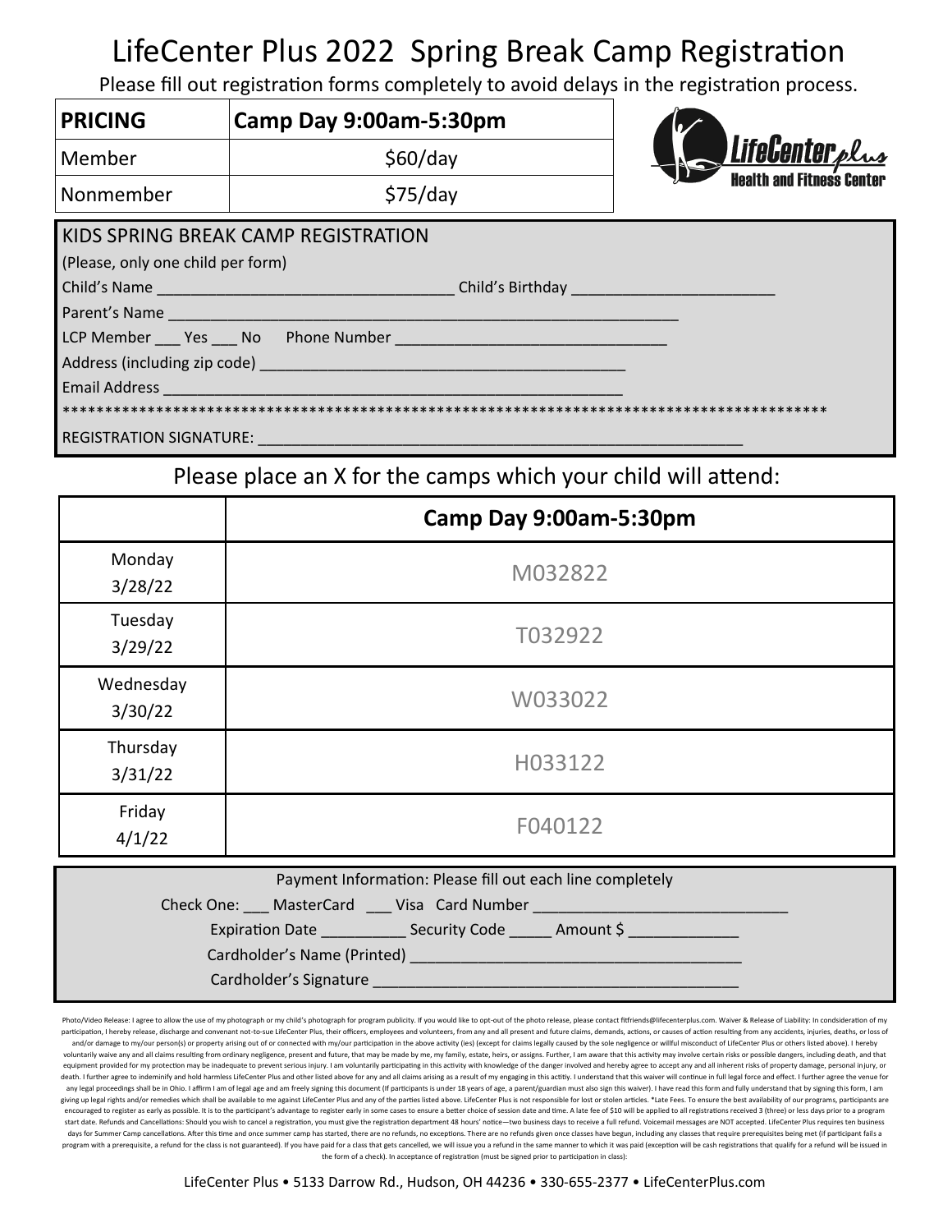# LifeCenter Plus 2022 Spring Break Camp Registration

Please fill out registration forms completely to avoid delays in the registration process.

| PRICING | Camp Day 9:00am-5:30pm |
|---|---|
| Member | $60/day |
| Nonmember | $75/day |

LifeCenter plus Health and Fitness Center

## KIDS SPRING BREAK CAMP REGISTRATION

(Please, only one child per form)

Child's Name ________________________________ Child's Birthday ______________________

Parent's Name ________________________________________________________

LCP Member ___ Yes ___ No Phone Number ____________________________

Address (including zip code) ________________________________________

Email Address __________________________________________________

**************************************************************************************

REGISTRATION SIGNATURE: ____________________________________________________

Please place an X for the camps which your child will attend:

| | Camp Day 9:00am-5:30pm |
|---|---|
| Monday 3/28/22 | M032822 |
| Tuesday 3/29/22 | T032922 |
| Wednesday 3/30/22 | W033022 |
| Thursday 3/31/22 | H033122 |
| Friday 4/1/22 | F040122 |

Payment Information: Please fill out each line completely

Check One: ___ MasterCard ___ Visa Card Number ____________________________

Expiration Date __________ Security Code _____ Amount $ _____________

Cardholder's Name (Printed) ______________________________________

Cardholder's Signature __________________________________________

Photo/Video Release: I agree to allow the use of my photograph or my child's photograph for program publicity. If you would like to opt-out of the photo release, please contact fitfriends@lifecenterplus.com. Waiver & Release of Liability: In condsideration of my participation, I hereby release, discharge and convenant not-to-sue LifeCenter Plus, their officers, employees and volunteers, from any and all present and future claims, demands, actions, or causes of action resulting from any accidents, injuries, deaths, or loss of and/or damage to my/our person(s) or property arising out of or connected with my/our participation in the above activity (ies) (except for claims legally caused by the sole negligence or willful misconduct of LifeCenter Plus or others listed above). I hereby voluntarily waive any and all claims resulting from ordinary negligence, present and future, that may be made by me, my family, estate, heirs, or assigns. Further, I am aware that this activity may involve certain risks or possible dangers, including death, and that equipment provided for my protection may be inadequate to prevent serious injury. I am voluntarily participating in this activity with knowledge of the danger involved and hereby agree to accept any and all inherent risks of property damage, personal injury, or death. I further agree to indeminify and hold harmless LifeCenter Plus and other listed above for any and all claims arising as a result of my engaging in this actitiy. I understand that this waiver will continue in full legal force and effect. I further agree the venue for any legal proceedings shall be in Ohio. I affirm I am of legal age and am freely signing this document (If participants is under 18 years of age, a parent/guardian must also sign this waiver). I have read this form and fully understand that by signing this form, I am giving up legal rights and/or remedies which shall be available to me against LifeCenter Plus and any of the parties listed above. LifeCenter Plus is not responsible for lost or stolen articles. *Late Fees. To ensure the best availability of our programs, participants are encouraged to register as early as possible. It is to the participant's advantage to register early in some cases to ensure a better choice of session date and time. A late fee of $10 will be applied to all registrations received 3 (three) or less days prior to a program start date. Refunds and Cancellations: Should you wish to cancel a registration, you must give the registration department 48 hours' notice—two business days to receive a full refund. Voicemail messages are NOT accepted. LifeCenter Plus requires ten business days for Summer Camp cancellations. After this time and once summer camp has started, there are no refunds, no exceptions. There are no refunds given once classes have begun, including any classes that require prerequisites being met (if participant fails a program with a prerequisite, a refund for the class is not guaranteed). If you have paid for a class that gets cancelled, we will issue you a refund in the same manner to which it was paid (exception will be cash registrations that qualify for a refund will be issued in the form of a check). In acceptance of registration (must be signed prior to participation in class):

LifeCenter Plus • 5133 Darrow Rd., Hudson, OH 44236 • 330-655-2377 • LifeCenterPlus.com